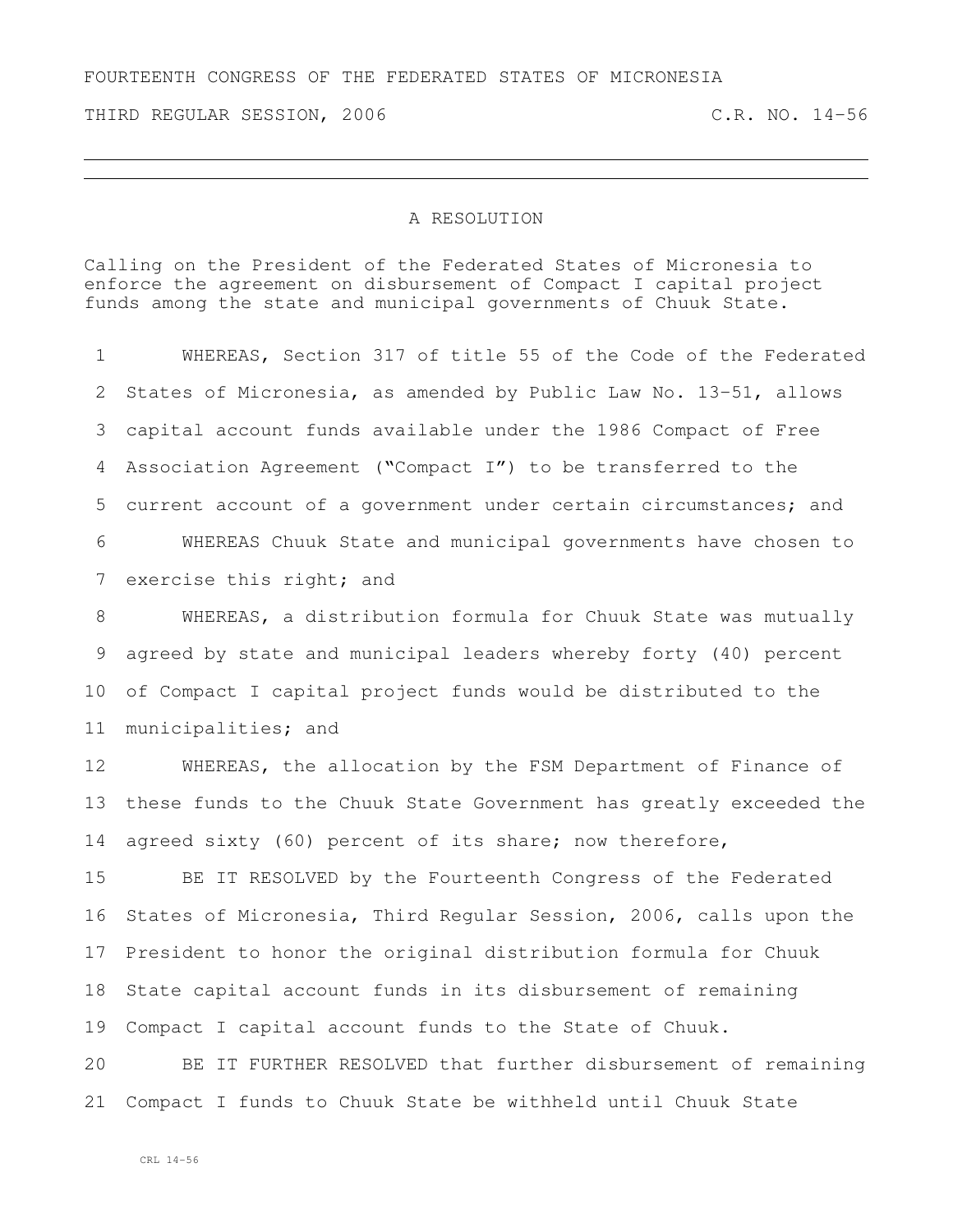FOURTEENTH CONGRESS OF THE FEDERATED STATES OF MICRONESIA

THIRD REGULAR SESSION, 2006 C.R. NO. 14-56

---

# A RESOLUTION

Calling on the President of the Federated States of Micronesia to enforce the agreement on disbursement of Compact I capital project funds among the state and municipal governments of Chuuk State.

WHEREAS, Section 317 of title 55 of the Code of the Federated States of Micronesia, as amended by Public Law No. 13-51, allows capital account funds available under the 1986 Compact of Free Association Agreement ("Compact I") to be transferred to the current account of a government under certain circumstances; and

WHEREAS Chuuk State and municipal governments have chosen to exercise this right; and

WHEREAS, a distribution formula for Chuuk State was mutually agreed by state and municipal leaders whereby forty (40) percent of Compact I capital project funds would be distributed to the municipalities; and

WHEREAS, the allocation by the FSM Department of Finance of these funds to the Chuuk State Government has greatly exceeded the agreed sixty (60) percent of its share; now therefore,

BE IT RESOLVED by the Fourteenth Congress of the Federated States of Micronesia, Third Regular Session, 2006, calls upon the President to honor the original distribution formula for Chuuk State capital account funds in its disbursement of remaining Compact I capital account funds to the State of Chuuk.

BE IT FURTHER RESOLVED that further disbursement of remaining Compact I funds to Chuuk State be withheld until Chuuk State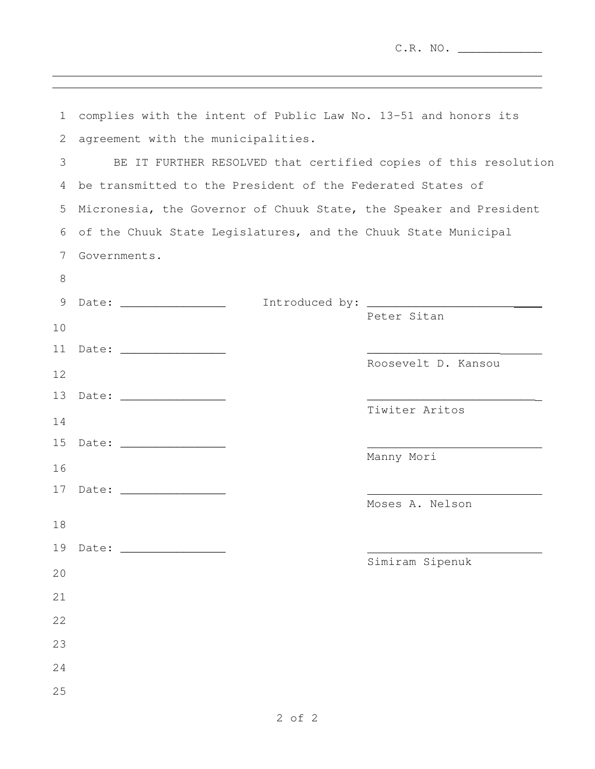C.R. NO. ____________

complies with the intent of Public Law No. 13-51 and honors its agreement with the municipalities.

BE IT FURTHER RESOLVED that certified copies of this resolution be transmitted to the President of the Federated States of Micronesia, the Governor of Chuuk State, the Speaker and President of the Chuuk State Legislatures, and the Chuuk State Municipal Governments.

Date: _______________ Introduced by: __________________________
Peter Sitan

Date: _______________ __________________________
Roosevelt D. Kansou

Date: _______________ __________________________
Tiwiter Aritos

Date: _______________ __________________________
Manny Mori

Date: _______________ __________________________
Moses A. Nelson

Date: _______________ __________________________
Simiram Sipenuk